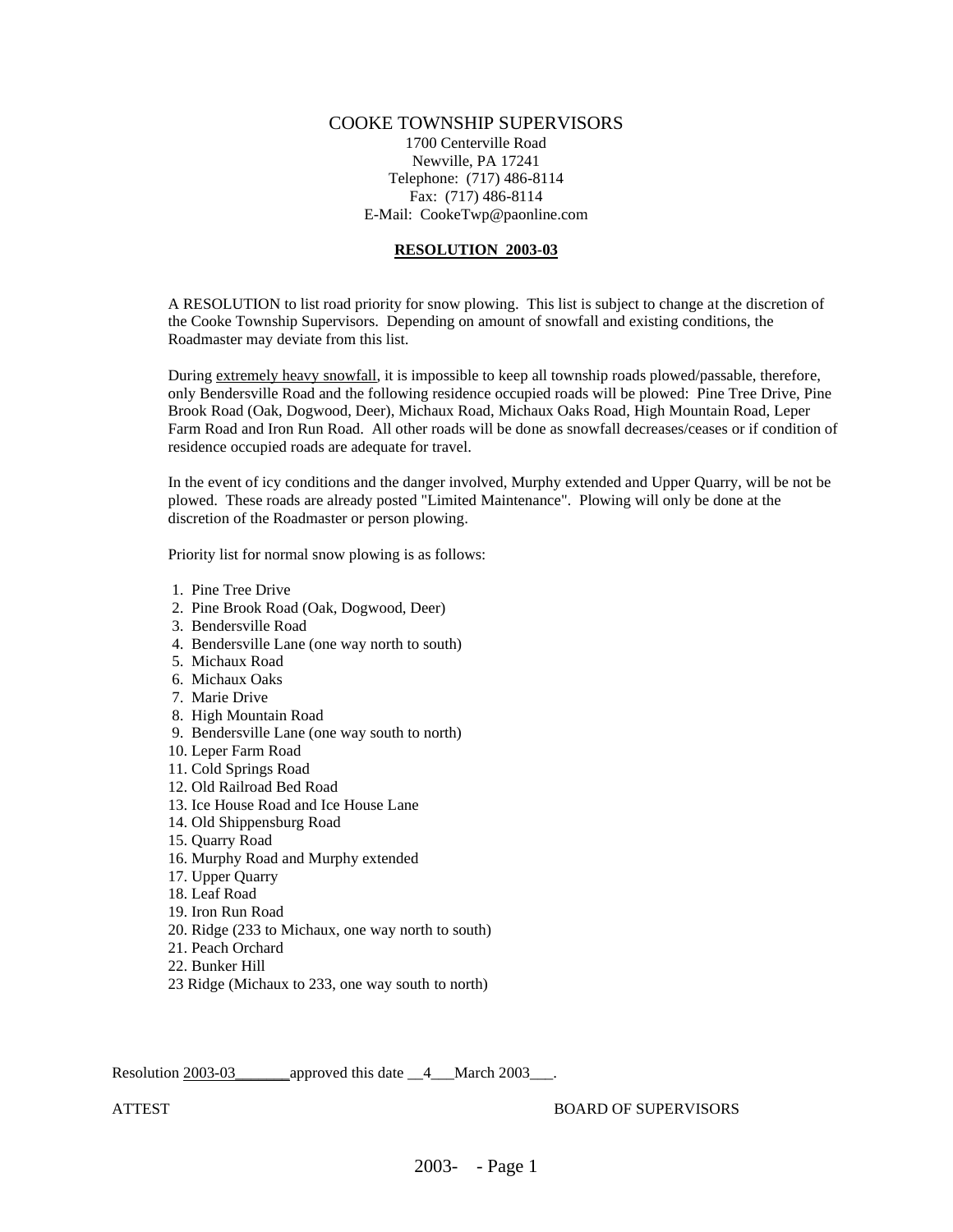# COOKE TOWNSHIP SUPERVISORS

1700 Centerville Road
Newville, PA 17241
Telephone: (717) 486-8114
Fax: (717) 486-8114
E-Mail: CookeTwp@paonline.com

## **RESOLUTION 2003-03**

A RESOLUTION to list road priority for snow plowing. This list is subject to change at the discretion of the Cooke Township Supervisors. Depending on amount of snowfall and existing conditions, the Roadmaster may deviate from this list.

During extremely heavy snowfall, it is impossible to keep all township roads plowed/passable, therefore, only Bendersville Road and the following residence occupied roads will be plowed: Pine Tree Drive, Pine Brook Road (Oak, Dogwood, Deer), Michaux Road, Michaux Oaks Road, High Mountain Road, Leper Farm Road and Iron Run Road. All other roads will be done as snowfall decreases/ceases or if condition of residence occupied roads are adequate for travel.

In the event of icy conditions and the danger involved, Murphy extended and Upper Quarry, will be not be plowed. These roads are already posted "Limited Maintenance". Plowing will only be done at the discretion of the Roadmaster or person plowing.

Priority list for normal snow plowing is as follows:

1. Pine Tree Drive
2. Pine Brook Road (Oak, Dogwood, Deer)
3. Bendersville Road
4. Bendersville Lane (one way north to south)
5. Michaux Road
6. Michaux Oaks
7. Marie Drive
8. High Mountain Road
9. Bendersville Lane (one way south to north)
10. Leper Farm Road
11. Cold Springs Road
12. Old Railroad Bed Road
13. Ice House Road and Ice House Lane
14. Old Shippensburg Road
15. Quarry Road
16. Murphy Road and Murphy extended
17. Upper Quarry
18. Leaf Road
19. Iron Run Road
20. Ridge (233 to Michaux, one way north to south)
21. Peach Orchard
22. Bunker Hill

23 Ridge (Michaux to 233, one way south to north)

Resolution 2003-03_______approved this date __4___March 2003___.

ATTEST BOARD OF SUPERVISORS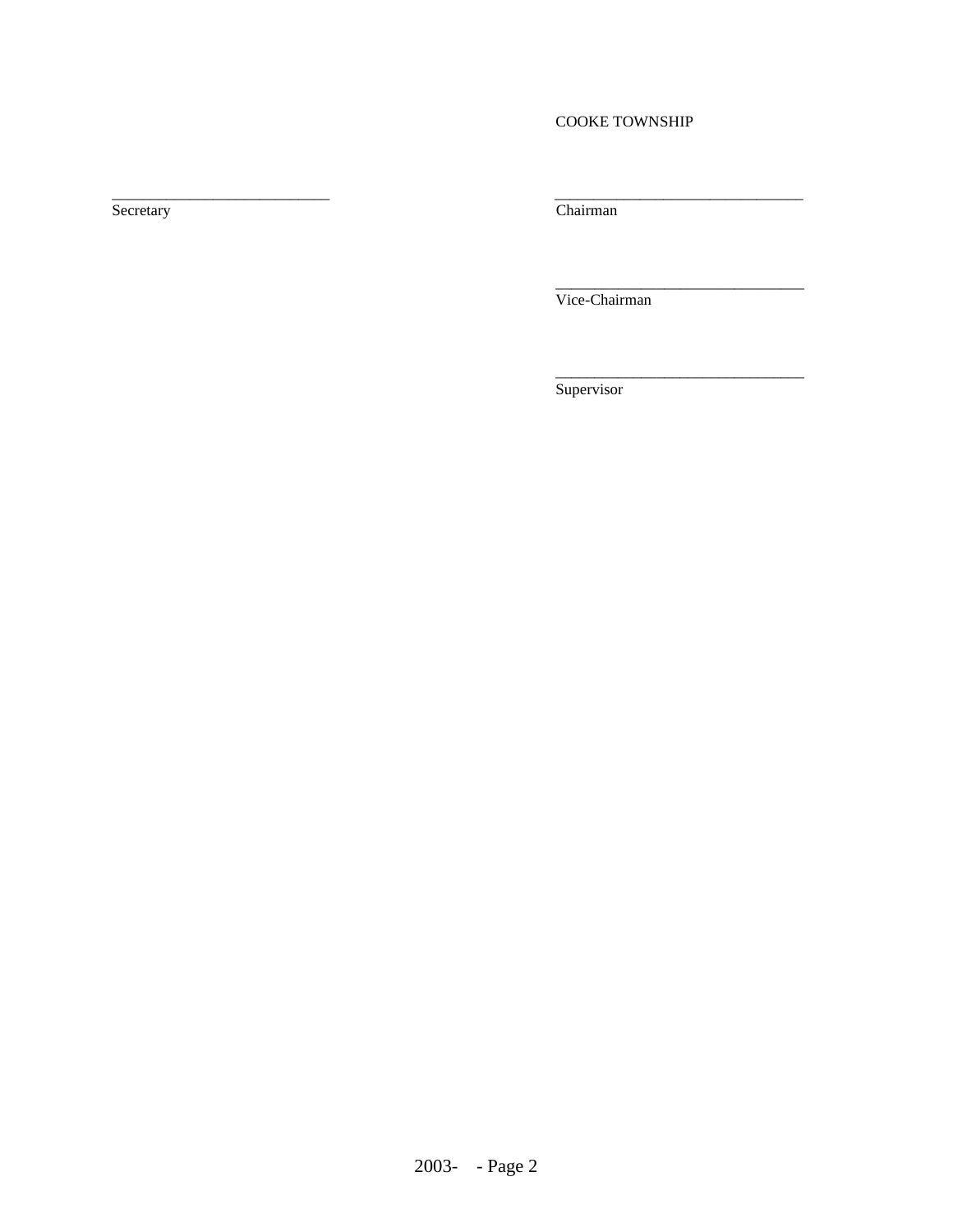COOKE TOWNSHIP

_____________________________ Secretary

_________________________________ Chairman

_________________________________ Vice-Chairman

_________________________________ Supervisor